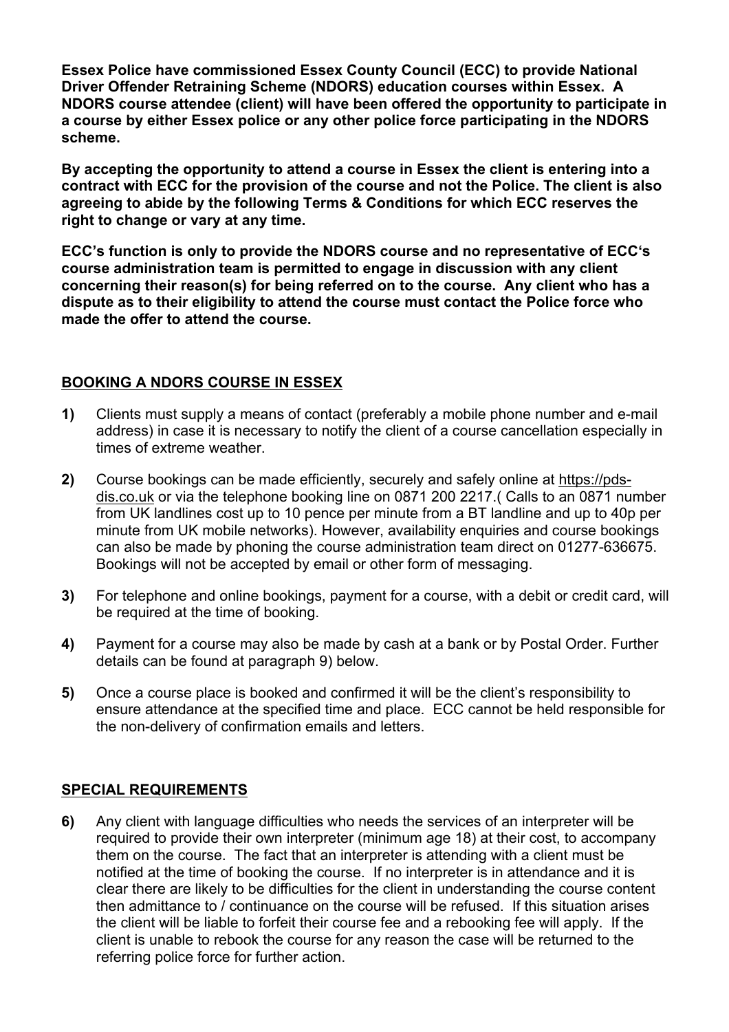**Essex Police have commissioned Essex County Council (ECC) to provide National Driver Offender Retraining Scheme (NDORS) education courses within Essex. A NDORS course attendee (client) will have been offered the opportunity to participate in a course by either Essex police or any other police force participating in the NDORS scheme.**

**By accepting the opportunity to attend a course in Essex the client is entering into a contract with ECC for the provision of the course and not the Police. The client is also agreeing to abide by the following Terms & Conditions for which ECC reserves the right to change or vary at any time.**

**ECC's function is only to provide the NDORS course and no representative of ECC's course administration team is permitted to engage in discussion with any client concerning their reason(s) for being referred on to the course. Any client who has a dispute as to their eligibility to attend the course must contact the Police force who made the offer to attend the course.**

## BOOKING A NDORS COURSE IN ESSEX

**1)** Clients must supply a means of contact (preferably a mobile phone number and e-mail address) in case it is necessary to notify the client of a course cancellation especially in times of extreme weather.

**2)** Course bookings can be made efficiently, securely and safely online at https://pds-dis.co.uk or via the telephone booking line on 0871 200 2217.( Calls to an 0871 number from UK landlines cost up to 10 pence per minute from a BT landline and up to 40p per minute from UK mobile networks). However, availability enquiries and course bookings can also be made by phoning the course administration team direct on 01277-636675. Bookings will not be accepted by email or other form of messaging.

**3)** For telephone and online bookings, payment for a course, with a debit or credit card, will be required at the time of booking.

**4)** Payment for a course may also be made by cash at a bank or by Postal Order. Further details can be found at paragraph 9) below.

**5)** Once a course place is booked and confirmed it will be the client's responsibility to ensure attendance at the specified time and place. ECC cannot be held responsible for the non-delivery of confirmation emails and letters.

## SPECIAL REQUIREMENTS

**6)** Any client with language difficulties who needs the services of an interpreter will be required to provide their own interpreter (minimum age 18) at their cost, to accompany them on the course. The fact that an interpreter is attending with a client must be notified at the time of booking the course. If no interpreter is in attendance and it is clear there are likely to be difficulties for the client in understanding the course content then admittance to / continuance on the course will be refused. If this situation arises the client will be liable to forfeit their course fee and a rebooking fee will apply. If the client is unable to rebook the course for any reason the case will be returned to the referring police force for further action.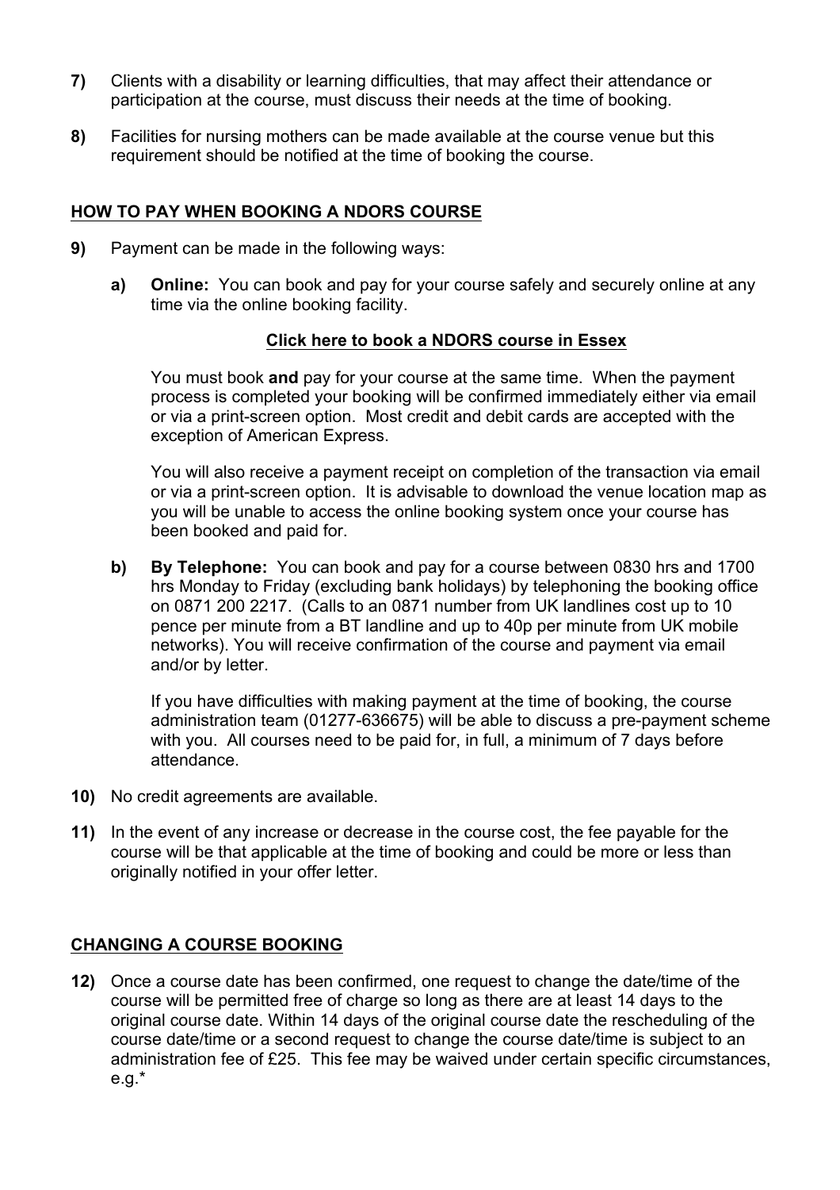**7)** Clients with a disability or learning difficulties, that may affect their attendance or participation at the course, must discuss their needs at the time of booking.

**8)** Facilities for nursing mothers can be made available at the course venue but this requirement should be notified at the time of booking the course.

## HOW TO PAY WHEN BOOKING A NDORS COURSE

**9)** Payment can be made in the following ways:

**a) Online:** You can book and pay for your course safely and securely online at any time via the online booking facility.

**Click here to book a NDORS course in Essex**

You must book **and** pay for your course at the same time. When the payment process is completed your booking will be confirmed immediately either via email or via a print-screen option. Most credit and debit cards are accepted with the exception of American Express.

You will also receive a payment receipt on completion of the transaction via email or via a print-screen option. It is advisable to download the venue location map as you will be unable to access the online booking system once your course has been booked and paid for.

**b) By Telephone:** You can book and pay for a course between 0830 hrs and 1700 hrs Monday to Friday (excluding bank holidays) by telephoning the booking office on 0871 200 2217. (Calls to an 0871 number from UK landlines cost up to 10 pence per minute from a BT landline and up to 40p per minute from UK mobile networks). You will receive confirmation of the course and payment via email and/or by letter.

If you have difficulties with making payment at the time of booking, the course administration team (01277-636675) will be able to discuss a pre-payment scheme with you. All courses need to be paid for, in full, a minimum of 7 days before attendance.

**10)** No credit agreements are available.

**11)** In the event of any increase or decrease in the course cost, the fee payable for the course will be that applicable at the time of booking and could be more or less than originally notified in your offer letter.

## CHANGING A COURSE BOOKING

**12)** Once a course date has been confirmed, one request to change the date/time of the course will be permitted free of charge so long as there are at least 14 days to the original course date. Within 14 days of the original course date the rescheduling of the course date/time or a second request to change the course date/time is subject to an administration fee of £25. This fee may be waived under certain specific circumstances, e.g.*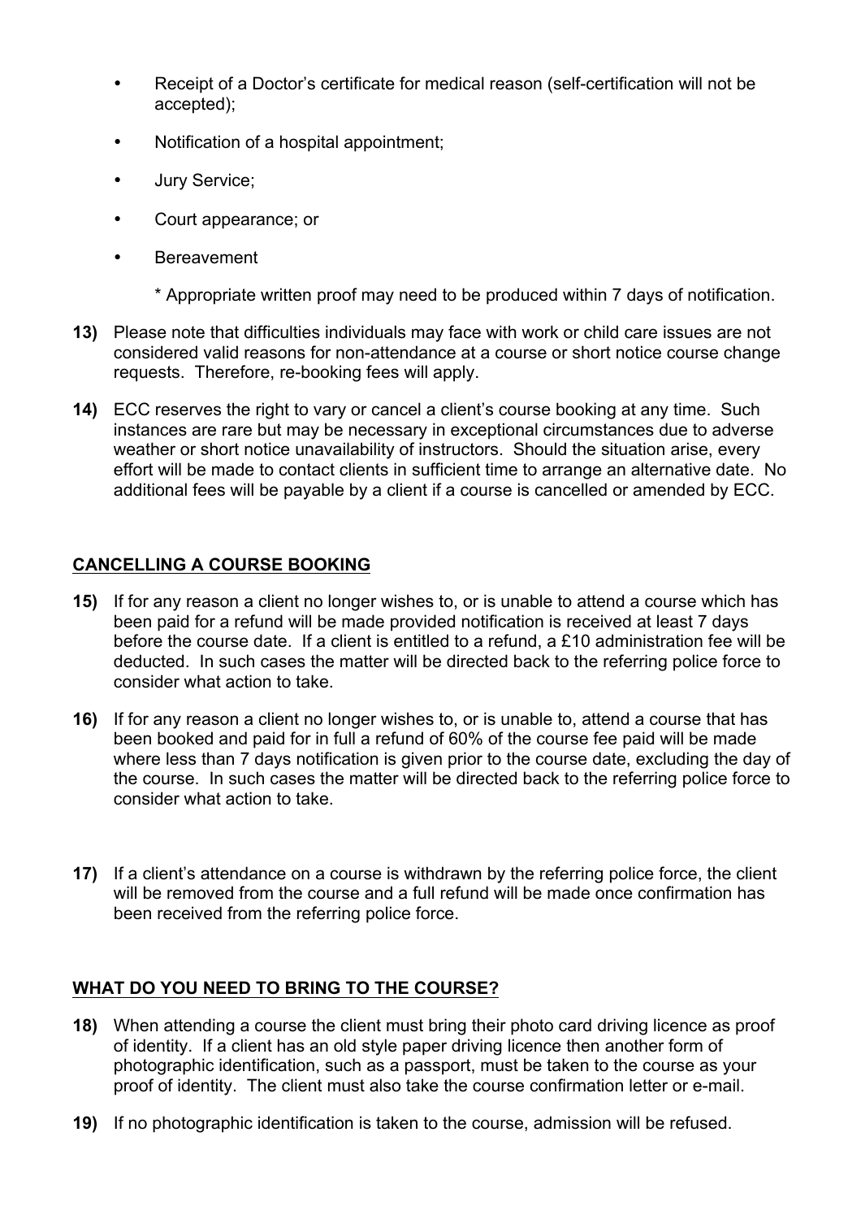- Receipt of a Doctor's certificate for medical reason (self-certification will not be accepted);
- Notification of a hospital appointment;
- Jury Service;
- Court appearance; or
- Bereavement

  * Appropriate written proof may need to be produced within 7 days of notification.

**13)** Please note that difficulties individuals may face with work or child care issues are not considered valid reasons for non-attendance at a course or short notice course change requests. Therefore, re-booking fees will apply.

**14)** ECC reserves the right to vary or cancel a client's course booking at any time. Such instances are rare but may be necessary in exceptional circumstances due to adverse weather or short notice unavailability of instructors. Should the situation arise, every effort will be made to contact clients in sufficient time to arrange an alternative date. No additional fees will be payable by a client if a course is cancelled or amended by ECC.

## CANCELLING A COURSE BOOKING

**15)** If for any reason a client no longer wishes to, or is unable to attend a course which has been paid for a refund will be made provided notification is received at least 7 days before the course date. If a client is entitled to a refund, a £10 administration fee will be deducted. In such cases the matter will be directed back to the referring police force to consider what action to take.

**16)** If for any reason a client no longer wishes to, or is unable to, attend a course that has been booked and paid for in full a refund of 60% of the course fee paid will be made where less than 7 days notification is given prior to the course date, excluding the day of the course. In such cases the matter will be directed back to the referring police force to consider what action to take.

**17)** If a client's attendance on a course is withdrawn by the referring police force, the client will be removed from the course and a full refund will be made once confirmation has been received from the referring police force.

## WHAT DO YOU NEED TO BRING TO THE COURSE?

**18)** When attending a course the client must bring their photo card driving licence as proof of identity. If a client has an old style paper driving licence then another form of photographic identification, such as a passport, must be taken to the course as your proof of identity. The client must also take the course confirmation letter or e-mail.

**19)** If no photographic identification is taken to the course, admission will be refused.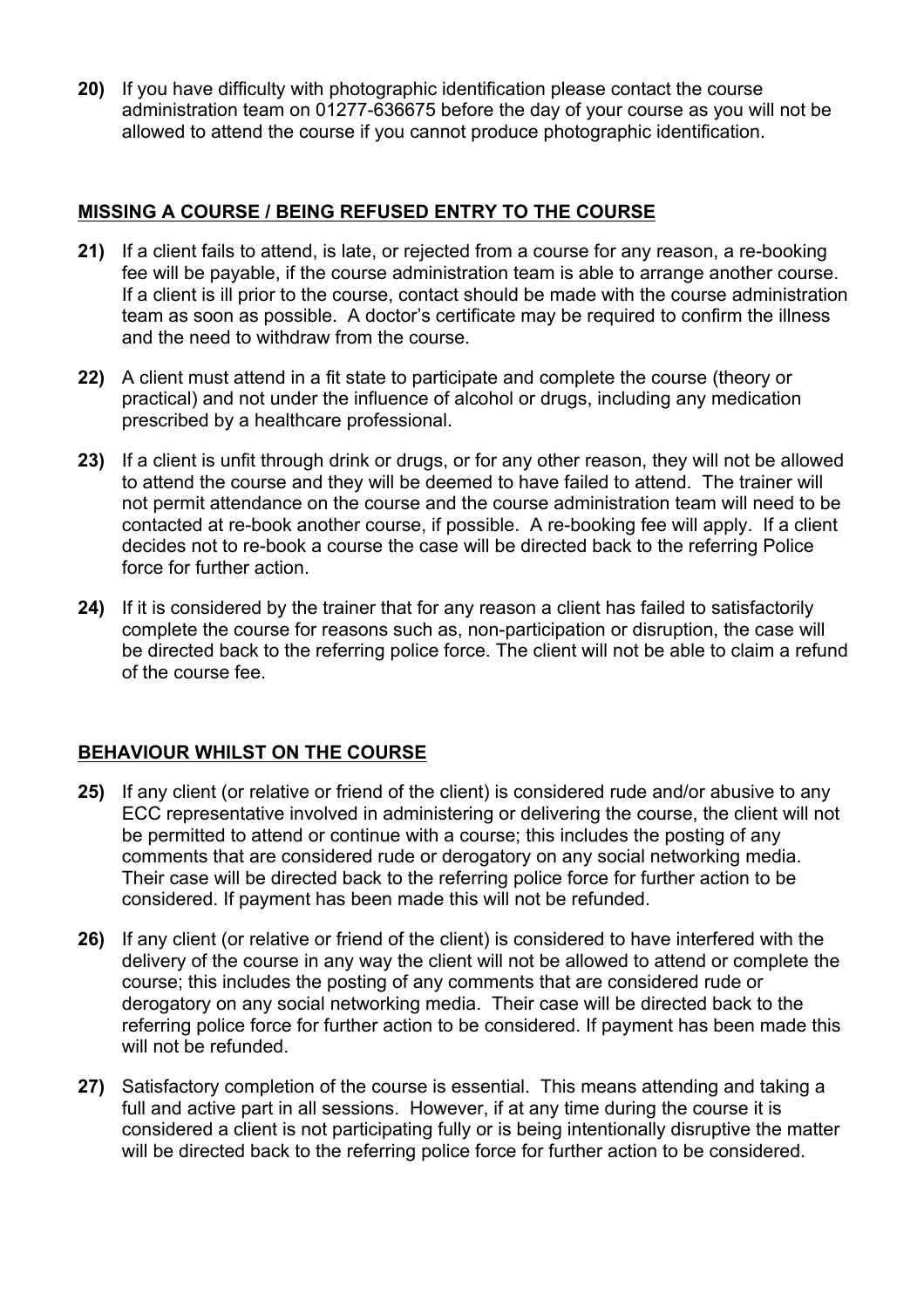**20)** If you have difficulty with photographic identification please contact the course administration team on 01277-636675 before the day of your course as you will not be allowed to attend the course if you cannot produce photographic identification.

## MISSING A COURSE / BEING REFUSED ENTRY TO THE COURSE

**21)** If a client fails to attend, is late, or rejected from a course for any reason, a re-booking fee will be payable, if the course administration team is able to arrange another course. If a client is ill prior to the course, contact should be made with the course administration team as soon as possible. A doctor's certificate may be required to confirm the illness and the need to withdraw from the course.

**22)** A client must attend in a fit state to participate and complete the course (theory or practical) and not under the influence of alcohol or drugs, including any medication prescribed by a healthcare professional.

**23)** If a client is unfit through drink or drugs, or for any other reason, they will not be allowed to attend the course and they will be deemed to have failed to attend. The trainer will not permit attendance on the course and the course administration team will need to be contacted at re-book another course, if possible. A re-booking fee will apply. If a client decides not to re-book a course the case will be directed back to the referring Police force for further action.

**24)** If it is considered by the trainer that for any reason a client has failed to satisfactorily complete the course for reasons such as, non-participation or disruption, the case will be directed back to the referring police force. The client will not be able to claim a refund of the course fee.

## BEHAVIOUR WHILST ON THE COURSE

**25)** If any client (or relative or friend of the client) is considered rude and/or abusive to any ECC representative involved in administering or delivering the course, the client will not be permitted to attend or continue with a course; this includes the posting of any comments that are considered rude or derogatory on any social networking media. Their case will be directed back to the referring police force for further action to be considered. If payment has been made this will not be refunded.

**26)** If any client (or relative or friend of the client) is considered to have interfered with the delivery of the course in any way the client will not be allowed to attend or complete the course; this includes the posting of any comments that are considered rude or derogatory on any social networking media. Their case will be directed back to the referring police force for further action to be considered. If payment has been made this will not be refunded.

**27)** Satisfactory completion of the course is essential. This means attending and taking a full and active part in all sessions. However, if at any time during the course it is considered a client is not participating fully or is being intentionally disruptive the matter will be directed back to the referring police force for further action to be considered.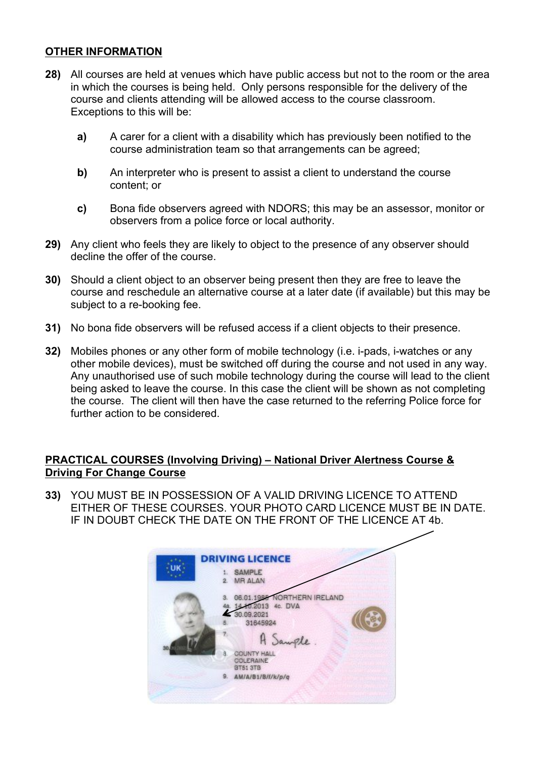## OTHER INFORMATION

**28)** All courses are held at venues which have public access but not to the room or the area in which the courses is being held. Only persons responsible for the delivery of the course and clients attending will be allowed access to the course classroom. Exceptions to this will be:

> **a)** A carer for a client with a disability which has previously been notified to the course administration team so that arrangements can be agreed;
>
> **b)** An interpreter who is present to assist a client to understand the course content; or
>
> **c)** Bona fide observers agreed with NDORS; this may be an assessor, monitor or observers from a police force or local authority.

**29)** Any client who feels they are likely to object to the presence of any observer should decline the offer of the course.

**30)** Should a client object to an observer being present then they are free to leave the course and reschedule an alternative course at a later date (if available) but this may be subject to a re-booking fee.

**31)** No bona fide observers will be refused access if a client objects to their presence.

**32)** Mobiles phones or any other form of mobile technology (i.e. i-pads, i-watches or any other mobile devices), must be switched off during the course and not used in any way. Any unauthorised use of such mobile technology during the course will lead to the client being asked to leave the course. In this case the client will be shown as not completing the course. The client will then have the case returned to the referring Police force for further action to be considered.

## PRACTICAL COURSES (Involving Driving) – National Driver Alertness Course & Driving For Change Course

**33)** YOU MUST BE IN POSSESSION OF A VALID DRIVING LICENCE TO ATTEND EITHER OF THESE COURSES. YOUR PHOTO CARD LICENCE MUST BE IN DATE. IF IN DOUBT CHECK THE DATE ON THE FRONT OF THE LICENCE AT 4b.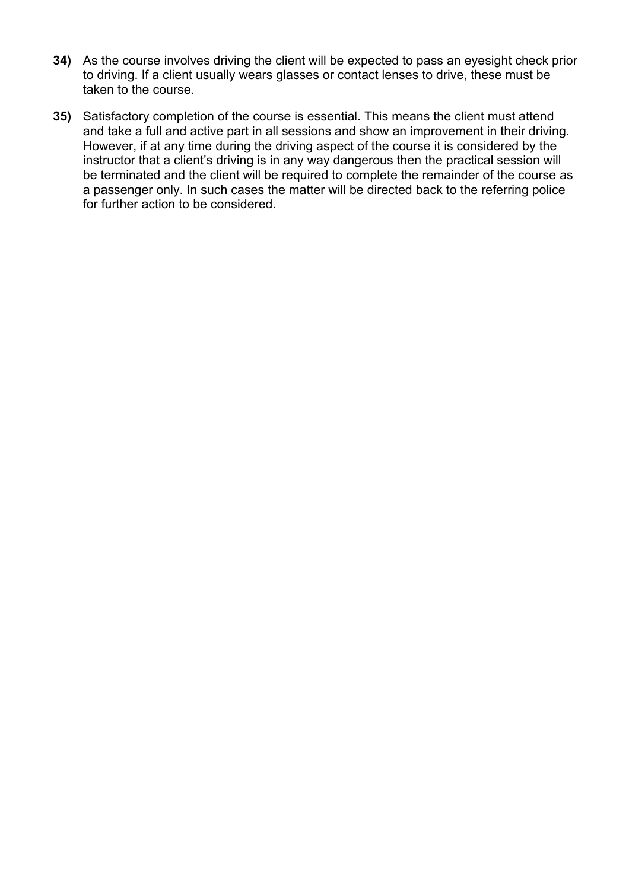**34)** As the course involves driving the client will be expected to pass an eyesight check prior to driving. If a client usually wears glasses or contact lenses to drive, these must be taken to the course.

**35)** Satisfactory completion of the course is essential. This means the client must attend and take a full and active part in all sessions and show an improvement in their driving. However, if at any time during the driving aspect of the course it is considered by the instructor that a client's driving is in any way dangerous then the practical session will be terminated and the client will be required to complete the remainder of the course as a passenger only. In such cases the matter will be directed back to the referring police for further action to be considered.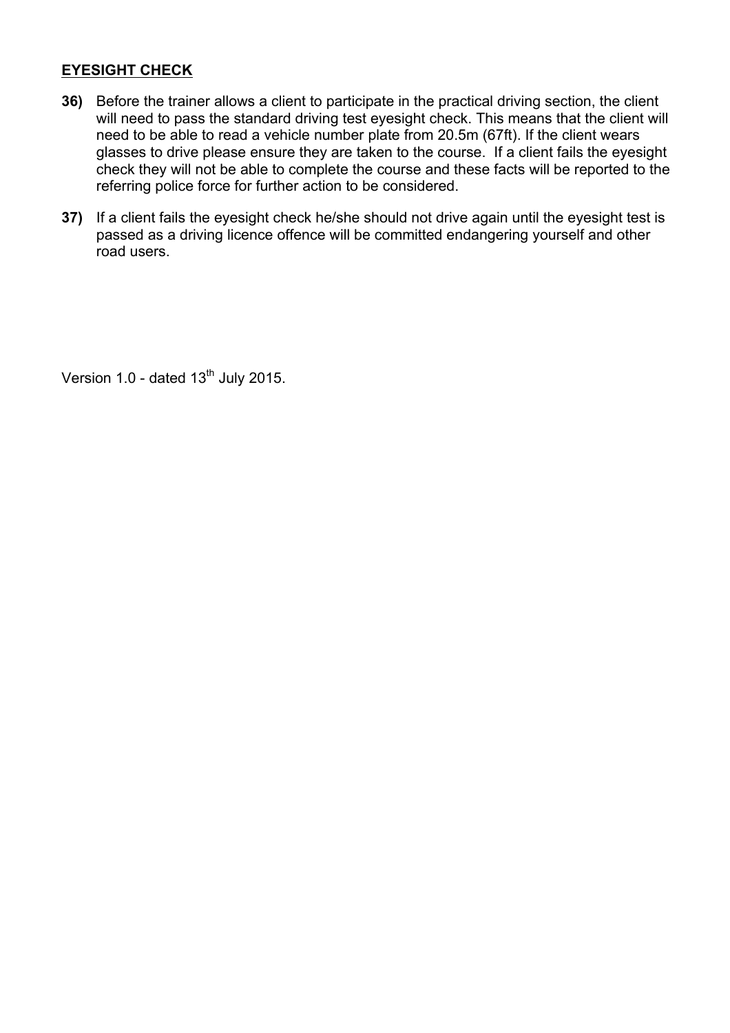**<u>EYESIGHT CHECK</u>**

**36)** Before the trainer allows a client to participate in the practical driving section, the client will need to pass the standard driving test eyesight check. This means that the client will need to be able to read a vehicle number plate from 20.5m (67ft). If the client wears glasses to drive please ensure they are taken to the course. If a client fails the eyesight check they will not be able to complete the course and these facts will be reported to the referring police force for further action to be considered.

**37)** If a client fails the eyesight check he/she should not drive again until the eyesight test is passed as a driving licence offence will be committed endangering yourself and other road users.

Version 1.0 - dated 13th July 2015.